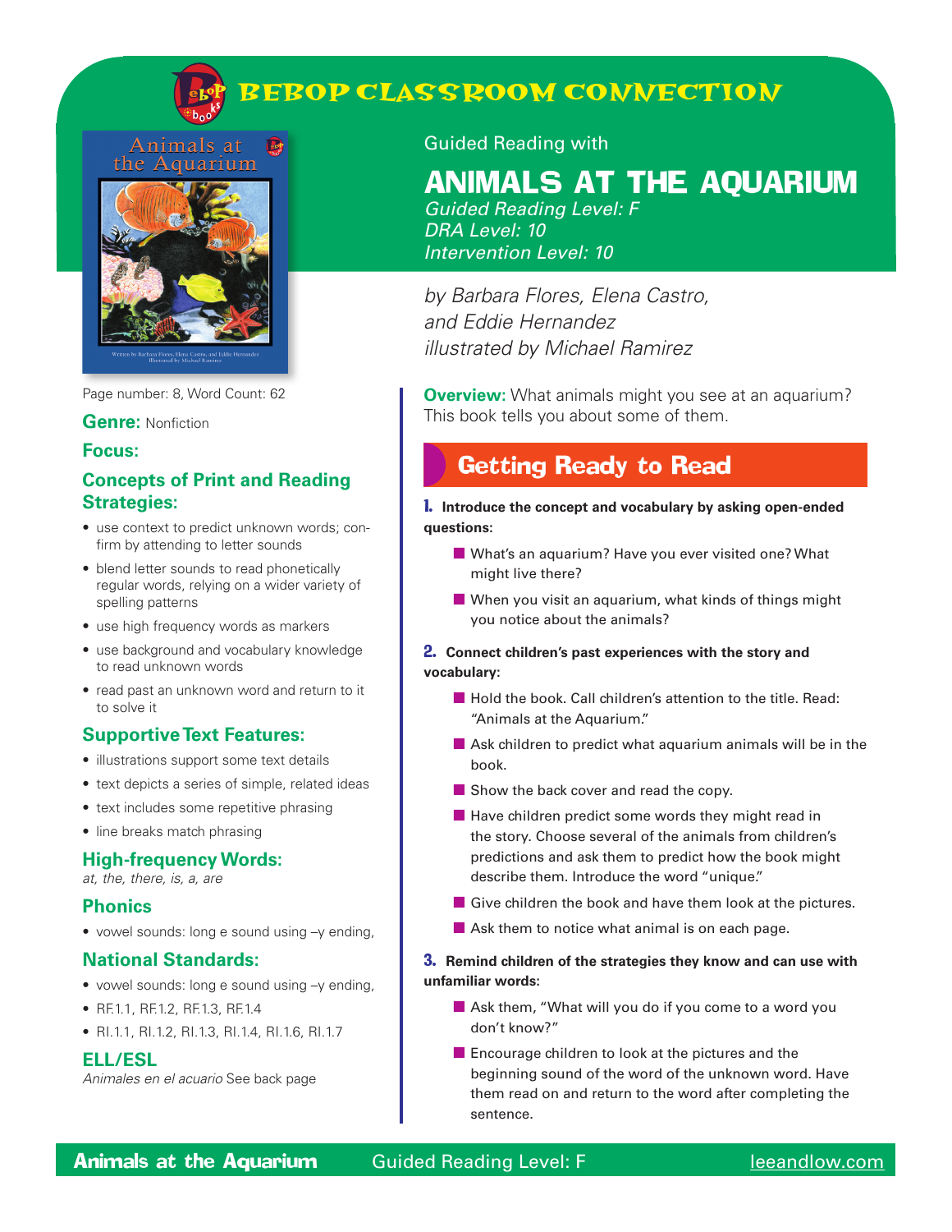# BEBOP CLASSROOM CONNECTION

Guided Reading with

# ANIMALS AT THE AQUARIUM

*Guided Reading Level: F*
*DRA Level: 10*
*Intervention Level: 10*

*by Barbara Flores, Elena Castro, and Eddie Hernandez*
*illustrated by Michael Ramirez*

Page number: 8, Word Count: 62

**Genre:** Nonfiction

## Focus:

### Concepts of Print and Reading Strategies:

- use context to predict unknown words; confirm by attending to letter sounds
- blend letter sounds to read phonetically regular words, relying on a wider variety of spelling patterns
- use high frequency words as markers
- use background and vocabulary knowledge to read unknown words
- read past an unknown word and return to it to solve it

### Supportive Text Features:

- illustrations support some text details
- text depicts a series of simple, related ideas
- text includes some repetitive phrasing
- line breaks match phrasing

### High-frequency Words:

*at, the, there, is, a, are*

### Phonics

- vowel sounds: long e sound using –y ending,

### National Standards:

- vowel sounds: long e sound using –y ending,
- RF.1.1, RF.1.2, RF.1.3, RF.1.4
- RI.1.1, RI.1.2, RI.1.3, RI.1.4, RI.1.6, RI.1.7

### ELL/ESL

*Animales en el acuario* See back page

**Overview:** What animals might you see at an aquarium? This book tells you about some of them.

## Getting Ready to Read

**1. Introduce the concept and vocabulary by asking open-ended questions:**

- What's an aquarium? Have you ever visited one? What might live there?
- When you visit an aquarium, what kinds of things might you notice about the animals?

**2. Connect children's past experiences with the story and vocabulary:**

- Hold the book. Call children's attention to the title. Read: "Animals at the Aquarium."
- Ask children to predict what aquarium animals will be in the book.
- Show the back cover and read the copy.
- Have children predict some words they might read in the story. Choose several of the animals from children's predictions and ask them to predict how the book might describe them. Introduce the word "unique."
- Give children the book and have them look at the pictures.
- Ask them to notice what animal is on each page.

**3. Remind children of the strategies they know and can use with unfamiliar words:**

- Ask them, "What will you do if you come to a word you don't know?"
- Encourage children to look at the pictures and the beginning sound of the word of the unknown word. Have them read on and return to the word after completing the sentence.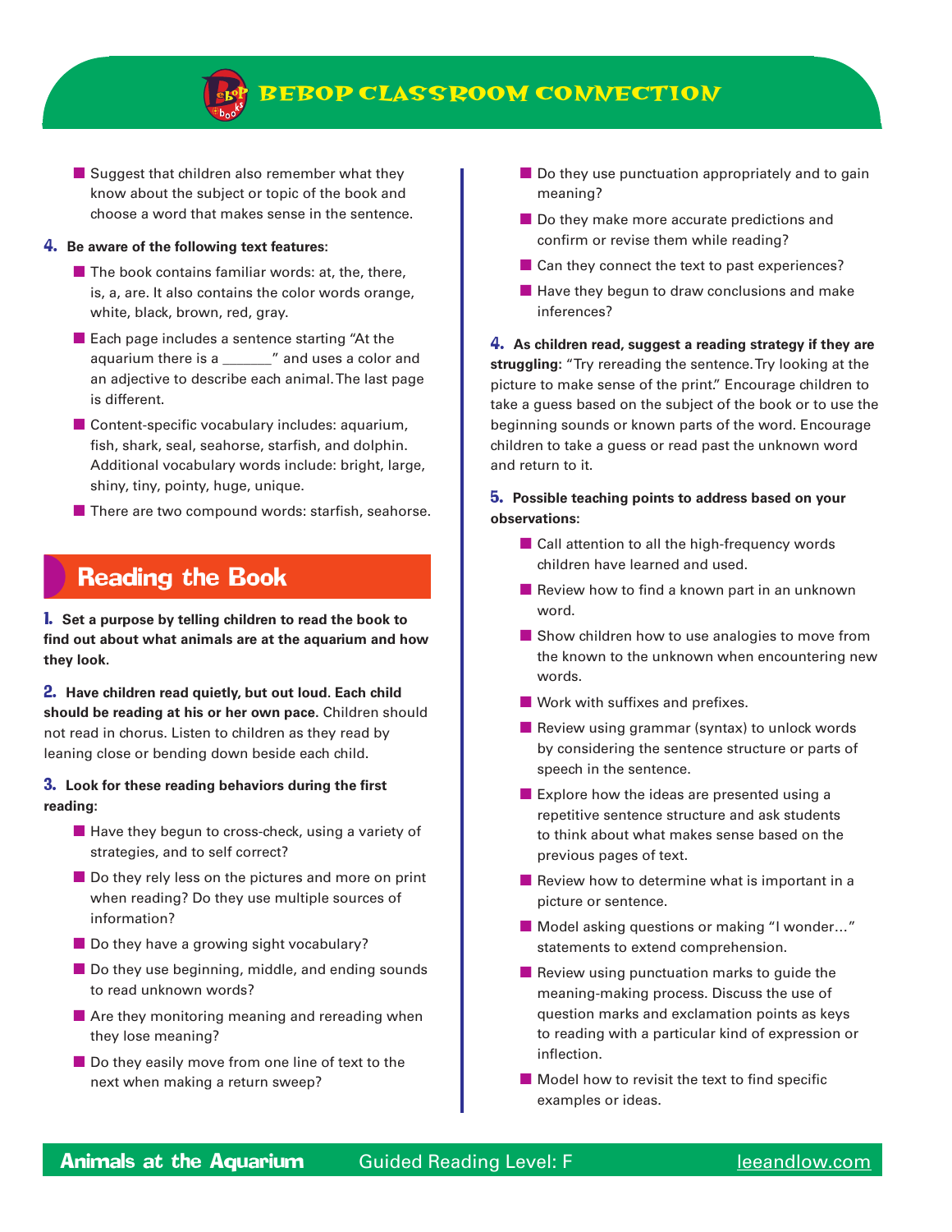- Suggest that children also remember what they know about the subject or topic of the book and choose a word that makes sense in the sentence.

**4. Be aware of the following text features:**

- The book contains familiar words: at, the, there, is, a, are. It also contains the color words orange, white, black, brown, red, gray.
- Each page includes a sentence starting "At the aquarium there is a _______" and uses a color and an adjective to describe each animal. The last page is different.
- Content-specific vocabulary includes: aquarium, fish, shark, seal, seahorse, starfish, and dolphin. Additional vocabulary words include: bright, large, shiny, tiny, pointy, huge, unique.
- There are two compound words: starfish, seahorse.

## Reading the Book

**1. Set a purpose by telling children to read the book to find out about what animals are at the aquarium and how they look.**

**2. Have children read quietly, but out loud. Each child should be reading at his or her own pace.** Children should not read in chorus. Listen to children as they read by leaning close or bending down beside each child.

**3. Look for these reading behaviors during the first reading:**

- Have they begun to cross-check, using a variety of strategies, and to self correct?
- Do they rely less on the pictures and more on print when reading? Do they use multiple sources of information?
- Do they have a growing sight vocabulary?
- Do they use beginning, middle, and ending sounds to read unknown words?
- Are they monitoring meaning and rereading when they lose meaning?
- Do they easily move from one line of text to the next when making a return sweep?
- Do they use punctuation appropriately and to gain meaning?
- Do they make more accurate predictions and confirm or revise them while reading?
- Can they connect the text to past experiences?
- Have they begun to draw conclusions and make inferences?

**4. As children read, suggest a reading strategy if they are struggling:** "Try rereading the sentence. Try looking at the picture to make sense of the print." Encourage children to take a guess based on the subject of the book or to use the beginning sounds or known parts of the word. Encourage children to take a guess or read past the unknown word and return to it.

**5. Possible teaching points to address based on your observations:**

- Call attention to all the high-frequency words children have learned and used.
- Review how to find a known part in an unknown word.
- Show children how to use analogies to move from the known to the unknown when encountering new words.
- Work with suffixes and prefixes.
- Review using grammar (syntax) to unlock words by considering the sentence structure or parts of speech in the sentence.
- Explore how the ideas are presented using a repetitive sentence structure and ask students to think about what makes sense based on the previous pages of text.
- Review how to determine what is important in a picture or sentence.
- Model asking questions or making "I wonder…" statements to extend comprehension.
- Review using punctuation marks to guide the meaning-making process. Discuss the use of question marks and exclamation points as keys to reading with a particular kind of expression or inflection.
- Model how to revisit the text to find specific examples or ideas.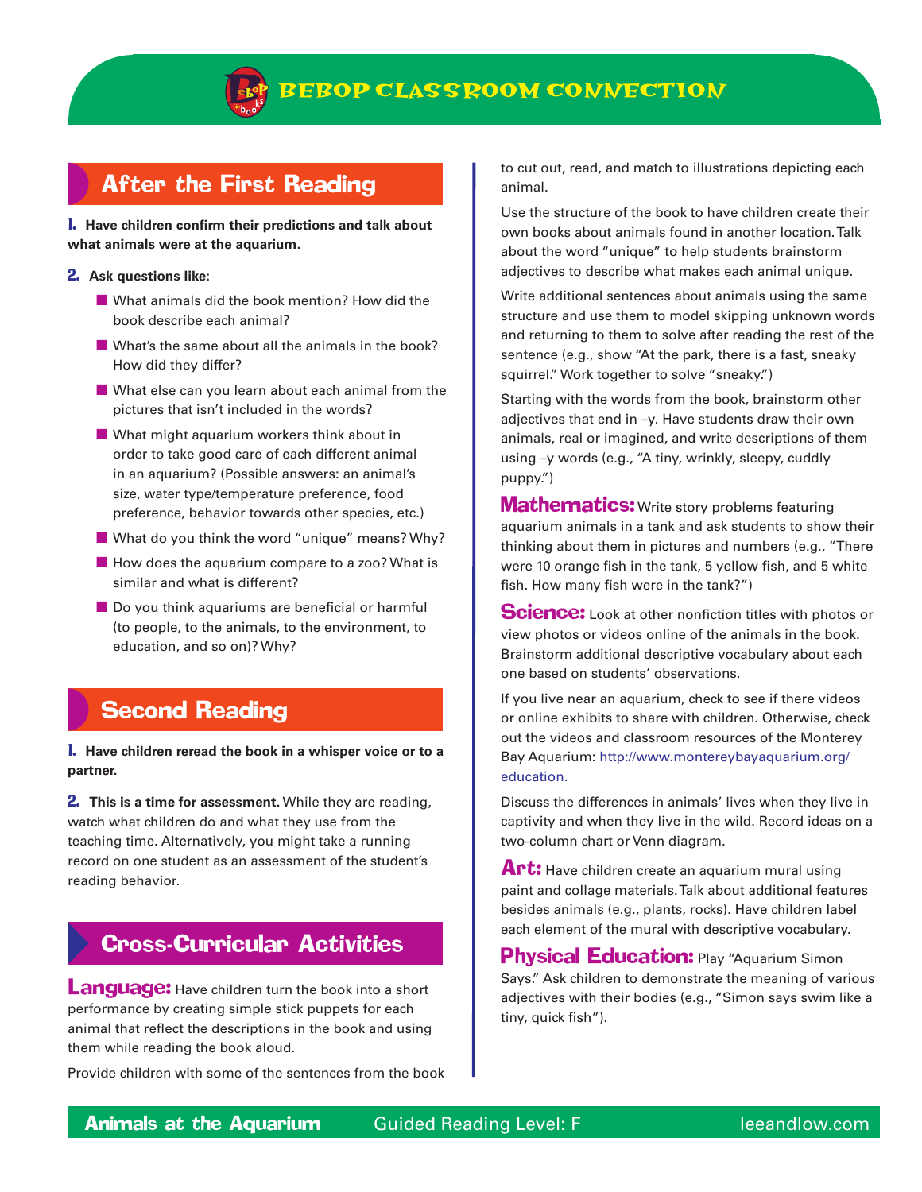## After the First Reading

**1. Have children confirm their predictions and talk about what animals were at the aquarium.**

**2. Ask questions like:**

- What animals did the book mention? How did the book describe each animal?
- What's the same about all the animals in the book? How did they differ?
- What else can you learn about each animal from the pictures that isn't included in the words?
- What might aquarium workers think about in order to take good care of each different animal in an aquarium? (Possible answers: an animal's size, water type/temperature preference, food preference, behavior towards other species, etc.)
- What do you think the word "unique" means? Why?
- How does the aquarium compare to a zoo? What is similar and what is different?
- Do you think aquariums are beneficial or harmful (to people, to the animals, to the environment, to education, and so on)? Why?

## Second Reading

**1. Have children reread the book in a whisper voice or to a partner.**

**2. This is a time for assessment.** While they are reading, watch what children do and what they use from the teaching time. Alternatively, you might take a running record on one student as an assessment of the student's reading behavior.

## Cross-Curricular Activities

**Language:** Have children turn the book into a short performance by creating simple stick puppets for each animal that reflect the descriptions in the book and using them while reading the book aloud.

Provide children with some of the sentences from the book to cut out, read, and match to illustrations depicting each animal.

Use the structure of the book to have children create their own books about animals found in another location. Talk about the word "unique" to help students brainstorm adjectives to describe what makes each animal unique.

Write additional sentences about animals using the same structure and use them to model skipping unknown words and returning to them to solve after reading the rest of the sentence (e.g., show "At the park, there is a fast, sneaky squirrel." Work together to solve "sneaky.")

Starting with the words from the book, brainstorm other adjectives that end in –y. Have students draw their own animals, real or imagined, and write descriptions of them using –y words (e.g., "A tiny, wrinkly, sleepy, cuddly puppy.")

**Mathematics:** Write story problems featuring aquarium animals in a tank and ask students to show their thinking about them in pictures and numbers (e.g., "There were 10 orange fish in the tank, 5 yellow fish, and 5 white fish. How many fish were in the tank?")

**Science:** Look at other nonfiction titles with photos or view photos or videos online of the animals in the book. Brainstorm additional descriptive vocabulary about each one based on students' observations.

If you live near an aquarium, check to see if there videos or online exhibits to share with children. Otherwise, check out the videos and classroom resources of the Monterey Bay Aquarium: http://www.montereybayaquarium.org/education.

Discuss the differences in animals' lives when they live in captivity and when they live in the wild. Record ideas on a two-column chart or Venn diagram.

**Art:** Have children create an aquarium mural using paint and collage materials. Talk about additional features besides animals (e.g., plants, rocks). Have children label each element of the mural with descriptive vocabulary.

**Physical Education:** Play "Aquarium Simon Says." Ask children to demonstrate the meaning of various adjectives with their bodies (e.g., "Simon says swim like a tiny, quick fish").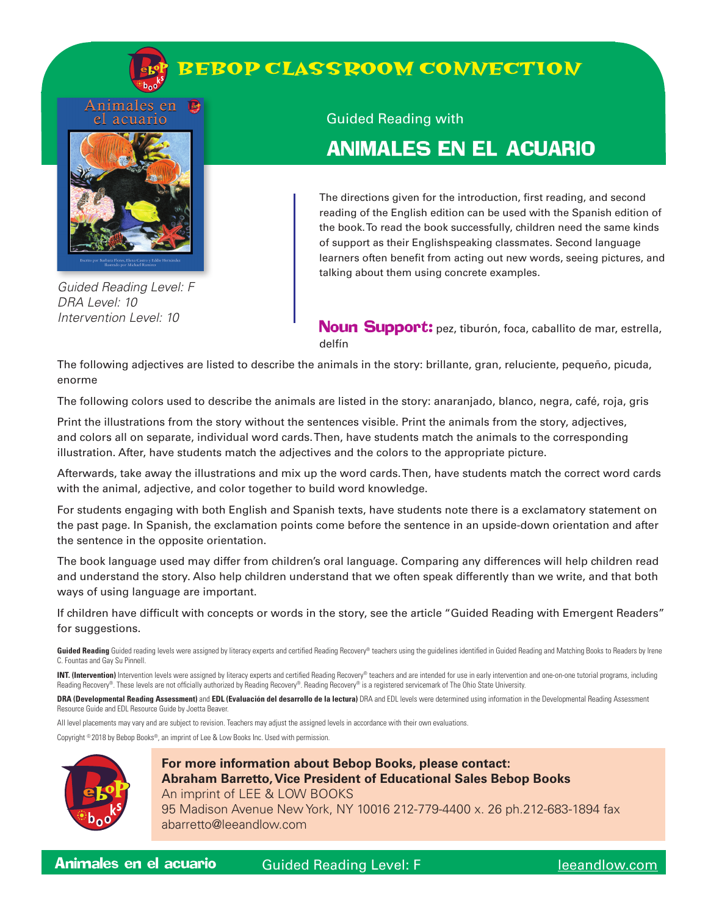# BEBOP CLASSROOM CONNECTION

Guided Reading with

## ANIMALES EN EL ACUARIO

*Guided Reading Level: F*
*DRA Level: 10*
*Intervention Level: 10*

The directions given for the introduction, first reading, and second reading of the English edition can be used with the Spanish edition of the book. To read the book successfully, children need the same kinds of support as their Englishspeaking classmates. Second language learners often benefit from acting out new words, seeing pictures, and talking about them using concrete examples.

**Noun Support:** pez, tiburón, foca, caballito de mar, estrella, delfín

The following adjectives are listed to describe the animals in the story: brillante, gran, reluciente, pequeño, picuda, enorme

The following colors used to describe the animals are listed in the story: anaranjado, blanco, negra, café, roja, gris

Print the illustrations from the story without the sentences visible. Print the animals from the story, adjectives, and colors all on separate, individual word cards. Then, have students match the animals to the corresponding illustration. After, have students match the adjectives and the colors to the appropriate picture.

Afterwards, take away the illustrations and mix up the word cards. Then, have students match the correct word cards with the animal, adjective, and color together to build word knowledge.

For students engaging with both English and Spanish texts, have students note there is a exclamatory statement on the past page. In Spanish, the exclamation points come before the sentence in an upside-down orientation and after the sentence in the opposite orientation.

The book language used may differ from children's oral language. Comparing any differences will help children read and understand the story. Also help children understand that we often speak differently than we write, and that both ways of using language are important.

If children have difficult with concepts or words in the story, see the article "Guided Reading with Emergent Readers" for suggestions.

**Guided Reading** Guided reading levels were assigned by literacy experts and certified Reading Recovery® teachers using the guidelines identified in Guided Reading and Matching Books to Readers by Irene C. Fountas and Gay Su Pinnell.

**INT. (Intervention)** Intervention levels were assigned by literacy experts and certified Reading Recovery® teachers and are intended for use in early intervention and one-on-one tutorial programs, including Reading Recovery®. These levels are not officially authorized by Reading Recovery®. Reading Recovery® is a registered servicemark of The Ohio State University.

**DRA (Developmental Reading Assessment)** and **EDL (Evaluación del desarrollo de la lectura)** DRA and EDL levels were determined using information in the Developmental Reading Assessment Resource Guide and EDL Resource Guide by Joetta Beaver.

All level placements may vary and are subject to revision. Teachers may adjust the assigned levels in accordance with their own evaluations.

Copyright © 2018 by Bebop Books®, an imprint of Lee & Low Books Inc. Used with permission.

**For more information about Bebop Books, please contact:**
**Abraham Barretto, Vice President of Educational Sales Bebop Books**
An imprint of LEE & LOW BOOKS
95 Madison Avenue New York, NY 10016 212-779-4400 x. 26 ph.212-683-1894 fax
abarretto@leeandlow.com